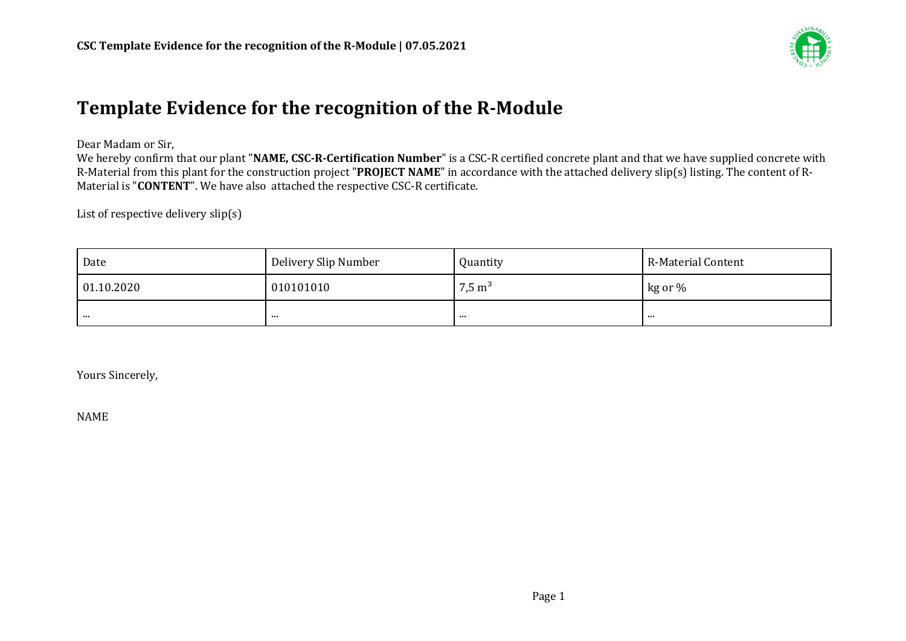# Template Evidence for the recognition of the R-Module

Dear Madam or Sir,

We hereby confirm that our plant "**NAME, CSC-R-Certification Number**" is a CSC-R certified concrete plant and that we have supplied concrete with R-Material from this plant for the construction project "**PROJECT NAME**" in accordance with the attached delivery slip(s) listing. The content of R-Material is "**CONTENT**". We have also attached the respective CSC-R certificate.

List of respective delivery slip(s)

| Date | Delivery Slip Number | Quantity | R-Material Content |
|---|---|---|---|
| 01.10.2020 | 010101010 | 7,5 $m^3$ | kg or % |
| ... | ... | ... | ... |

Yours Sincerely,

NAME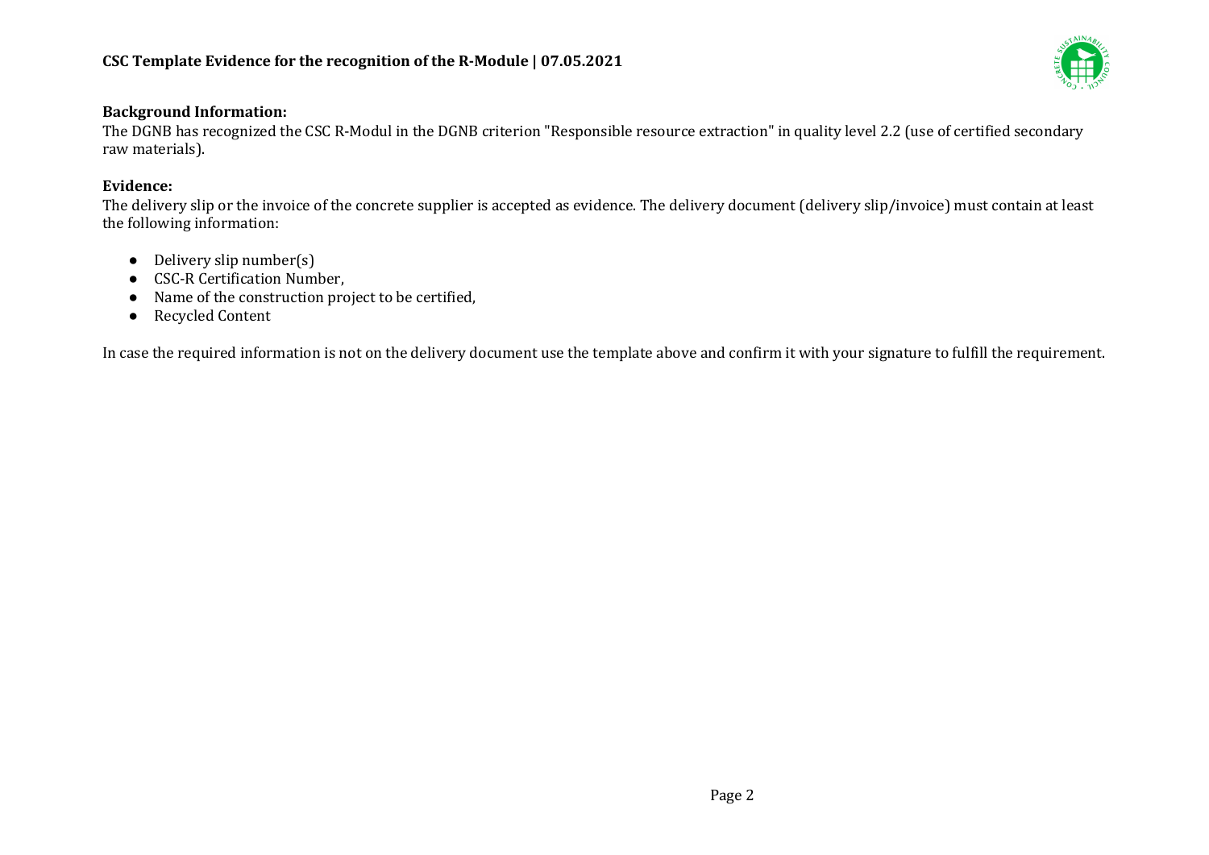**Background Information:**

The DGNB has recognized the CSC R-Modul in the DGNB criterion "Responsible resource extraction" in quality level 2.2 (use of certified secondary raw materials).

**Evidence:**

The delivery slip or the invoice of the concrete supplier is accepted as evidence. The delivery document (delivery slip/invoice) must contain at least the following information:

- Delivery slip number(s)
- CSC-R Certification Number,
- Name of the construction project to be certified,
- Recycled Content

In case the required information is not on the delivery document use the template above and confirm it with your signature to fulfill the requirement.